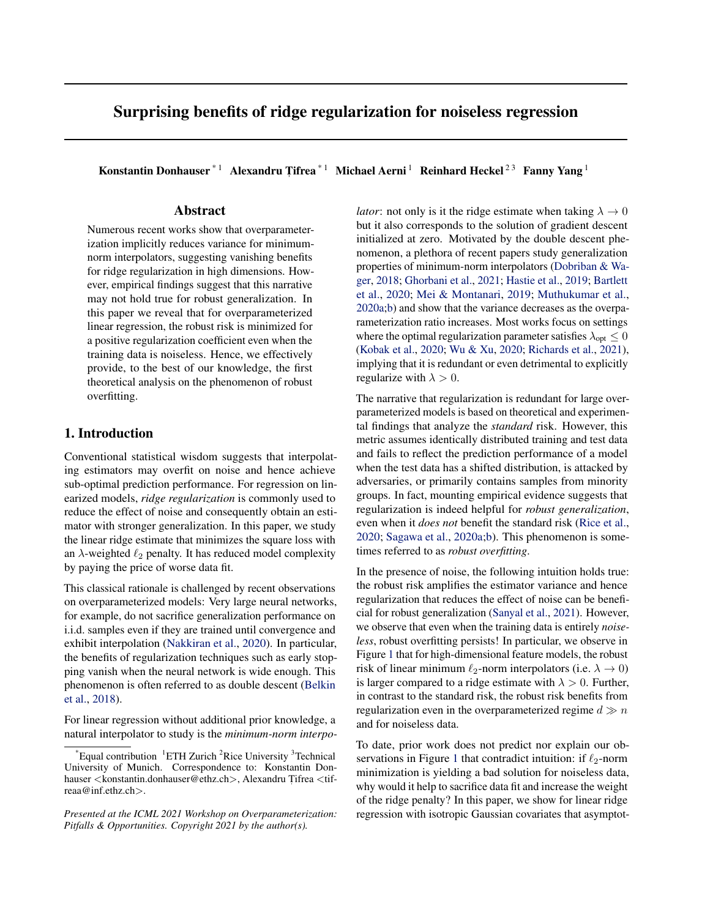# Surprising benefits of ridge regularization for noiseless regression

**Konstantin Donhauser** [*1] **Alexandru Țifrea** [*1] **Michael Aerni** [1] **Reinhard Heckel** [2,3] **Fanny Yang** [1]

## Abstract

Numerous recent works show that overparameterization implicitly reduces variance for minimum-norm interpolators, suggesting vanishing benefits for ridge regularization in high dimensions. However, empirical findings suggest that this narrative may not hold true for robust generalization. In this paper we reveal that for overparameterized linear regression, the robust risk is minimized for a positive regularization coefficient even when the training data is noiseless. Hence, we effectively provide, to the best of our knowledge, the first theoretical analysis on the phenomenon of robust overfitting.

## 1. Introduction

Conventional statistical wisdom suggests that interpolating estimators may overfit on noise and hence achieve sub-optimal prediction performance. For regression on linearized models, *ridge regularization* is commonly used to reduce the effect of noise and consequently obtain an estimator with stronger generalization. In this paper, we study the linear ridge estimate that minimizes the square loss with an $\lambda$-weighted $\ell_2$ penalty. It has reduced model complexity by paying the price of worse data fit.

This classical rationale is challenged by recent observations on overparameterized models: Very large neural networks, for example, do not sacrifice generalization performance on i.i.d. samples even if they are trained until convergence and exhibit interpolation (Nakkiran et al., 2020). In particular, the benefits of regularization techniques such as early stopping vanish when the neural network is wide enough. This phenomenon is often referred to as double descent (Belkin et al., 2018).

For linear regression without additional prior knowledge, a natural interpolator to study is the *minimum-norm interpolator*: not only is it the ridge estimate when taking $\lambda \to 0$ but it also corresponds to the solution of gradient descent initialized at zero. Motivated by the double descent phenomenon, a plethora of recent papers study generalization properties of minimum-norm interpolators (Dobriban & Wager, 2018; Ghorbani et al., 2021; Hastie et al., 2019; Bartlett et al., 2020; Mei & Montanari, 2019; Muthukumar et al., 2020a;b) and show that the variance decreases as the overparameterization ratio increases. Most works focus on settings where the optimal regularization parameter satisfies $\lambda_{\text{opt}} \leq 0$ (Kobak et al., 2020; Wu & Xu, 2020; Richards et al., 2021), implying that it is redundant or even detrimental to explicitly regularize with $\lambda > 0$.

The narrative that regularization is redundant for large overparameterized models is based on theoretical and experimental findings that analyze the *standard* risk. However, this metric assumes identically distributed training and test data and fails to reflect the prediction performance of a model when the test data has a shifted distribution, is attacked by adversaries, or primarily contains samples from minority groups. In fact, mounting empirical evidence suggests that regularization is indeed helpful for *robust generalization*, even when it *does not* benefit the standard risk (Rice et al., 2020; Sagawa et al., 2020a;b). This phenomenon is sometimes referred to as *robust overfitting*.

In the presence of noise, the following intuition holds true: the robust risk amplifies the estimator variance and hence regularization that reduces the effect of noise can be beneficial for robust generalization (Sanyal et al., 2021). However, we observe that even when the training data is entirely *noiseless*, robust overfitting persists! In particular, we observe in Figure 1 that for high-dimensional feature models, the robust risk of linear minimum $\ell_2$-norm interpolators (i.e. $\lambda \to 0$) is larger compared to a ridge estimate with $\lambda > 0$. Further, in contrast to the standard risk, the robust risk benefits from regularization even in the overparameterized regime $d \gg n$ and for noiseless data.

To date, prior work does not predict nor explain our observations in Figure 1 that contradict intuition: if $\ell_2$-norm minimization is yielding a bad solution for noiseless data, why would it help to sacrifice data fit and increase the weight of the ridge penalty? In this paper, we show for linear ridge regression with isotropic Gaussian covariates that asymptot-

---

[*]Equal contribution [1]ETH Zurich [2]Rice University [3]Technical University of Munich. Correspondence to: Konstantin Donhauser <konstantin.donhauser@ethz.ch>, Alexandru Țifrea <tifreaa@inf.ethz.ch>.

*Presented at the ICML 2021 Workshop on Overparameterization: Pitfalls & Opportunities. Copyright 2021 by the author(s).*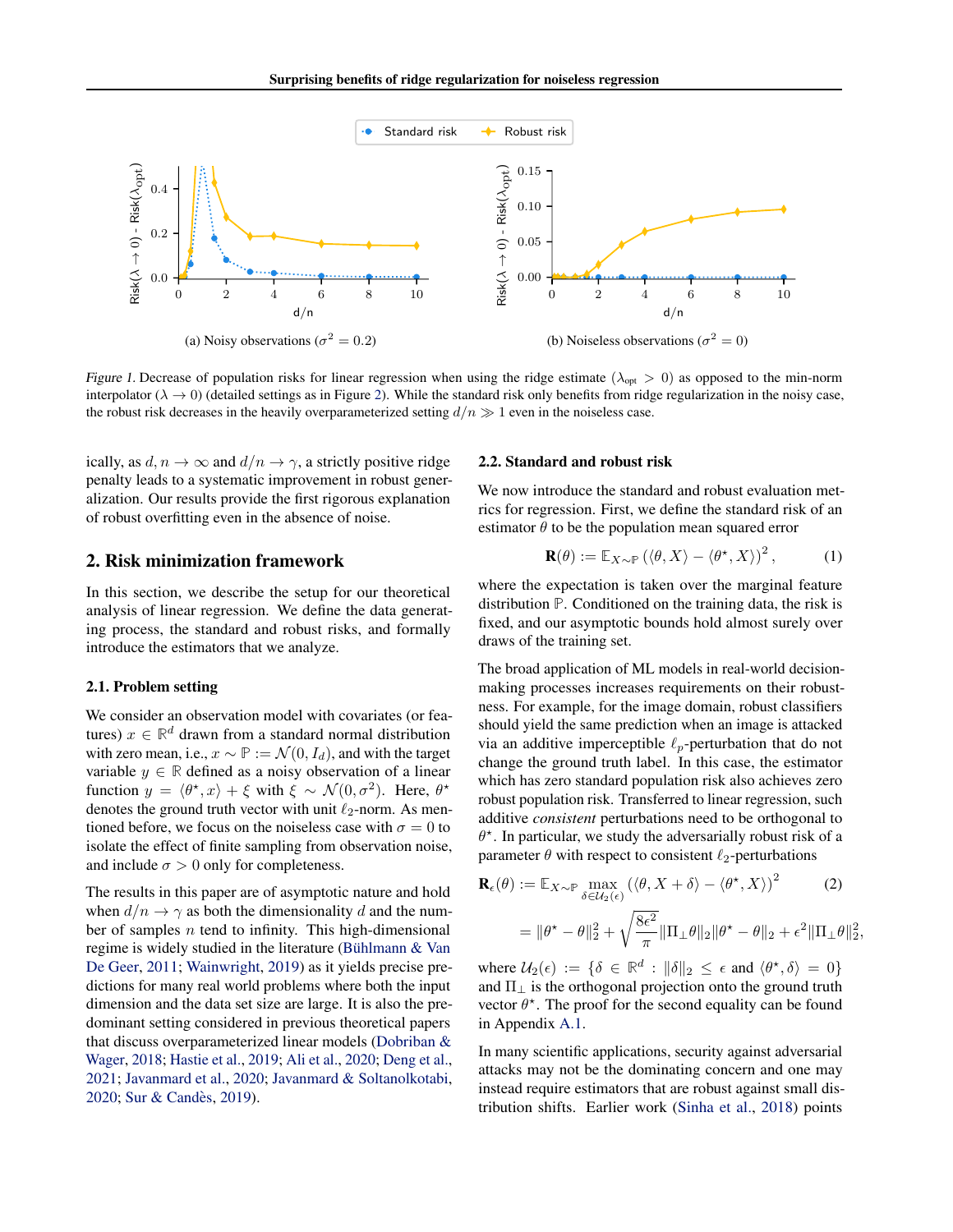Figure 1. Decrease of population risks for linear regression when using the ridge estimate ($\lambda_{\text{opt}} > 0$) as opposed to the min-norm interpolator ($\lambda \to 0$) (detailed settings as in Figure 2). While the standard risk only benefits from ridge regularization in the noisy case, the robust risk decreases in the heavily overparameterized setting $d/n \gg 1$ even in the noiseless case.

(a) Noisy observations ($\sigma^2 = 0.2$)

(b) Noiseless observations ($\sigma^2 = 0$)

ically, as $d, n \to \infty$ and $d/n \to \gamma$, a strictly positive ridge penalty leads to a systematic improvement in robust generalization. Our results provide the first rigorous explanation of robust overfitting even in the absence of noise.

## 2. Risk minimization framework

In this section, we describe the setup for our theoretical analysis of linear regression. We define the data generating process, the standard and robust risks, and formally introduce the estimators that we analyze.

### 2.1. Problem setting

We consider an observation model with covariates (or features) $x \in \mathbb{R}^d$ drawn from a standard normal distribution with zero mean, i.e., $x \sim \mathbb{P} := \mathcal{N}(0, I_d)$, and with the target variable $y \in \mathbb{R}$ defined as a noisy observation of a linear function $y = \langle \theta^\star, x \rangle + \xi$ with $\xi \sim \mathcal{N}(0, \sigma^2)$. Here, $\theta^\star$ denotes the ground truth vector with unit $\ell_2$-norm. As mentioned before, we focus on the noiseless case with $\sigma = 0$ to isolate the effect of finite sampling from observation noise, and include $\sigma > 0$ only for completeness.

The results in this paper are of asymptotic nature and hold when $d/n \to \gamma$ as both the dimensionality $d$ and the number of samples $n$ tend to infinity. This high-dimensional regime is widely studied in the literature (Bühlmann & Van De Geer, 2011; Wainwright, 2019) as it yields precise predictions for many real world problems where both the input dimension and the data set size are large. It is also the predominant setting considered in previous theoretical papers that discuss overparameterized linear models (Dobriban & Wager, 2018; Hastie et al., 2019; Ali et al., 2020; Deng et al., 2021; Javanmard et al., 2020; Javanmard & Soltanolkotabi, 2020; Sur & Candès, 2019).

### 2.2. Standard and robust risk

We now introduce the standard and robust evaluation metrics for regression. First, we define the standard risk of an estimator $\theta$ to be the population mean squared error

$$\mathbf{R}(\theta) := \mathbb{E}_{X \sim \mathbb{P}} \left( \langle \theta, X \rangle - \langle \theta^\star, X \rangle \right)^2, \tag{1}$$

where the expectation is taken over the marginal feature distribution $\mathbb{P}$. Conditioned on the training data, the risk is fixed, and our asymptotic bounds hold almost surely over draws of the training set.

The broad application of ML models in real-world decision-making processes increases requirements on their robustness. For example, for the image domain, robust classifiers should yield the same prediction when an image is attacked via an additive imperceptible $\ell_p$-perturbation that do not change the ground truth label. In this case, the estimator which has zero standard population risk also achieves zero robust population risk. Transferred to linear regression, such additive *consistent* perturbations need to be orthogonal to $\theta^\star$. In particular, we study the adversarially robust risk of a parameter $\theta$ with respect to consistent $\ell_2$-perturbations

$$\begin{aligned}\mathbf{R}_\epsilon(\theta) &:= \mathbb{E}_{X \sim \mathbb{P}} \max_{\delta \in \mathcal{U}_2(\epsilon)} \left( \langle \theta, X + \delta \rangle - \langle \theta^\star, X \rangle \right)^2 \qquad (2)\\ &= \|\theta^\star - \theta\|_2^2 + \sqrt{\frac{8\epsilon^2}{\pi}} \|\Pi_\perp \theta\|_2 \|\theta^\star - \theta\|_2 + \epsilon^2 \|\Pi_\perp \theta\|_2^2,\end{aligned}$$

where $\mathcal{U}_2(\epsilon) := \{\delta \in \mathbb{R}^d : \|\delta\|_2 \le \epsilon \text{ and } \langle \theta^\star, \delta \rangle = 0\}$ and $\Pi_\perp$ is the orthogonal projection onto the ground truth vector $\theta^\star$. The proof for the second equality can be found in Appendix A.1.

In many scientific applications, security against adversarial attacks may not be the dominating concern and one may instead require estimators that are robust against small distribution shifts. Earlier work (Sinha et al., 2018) points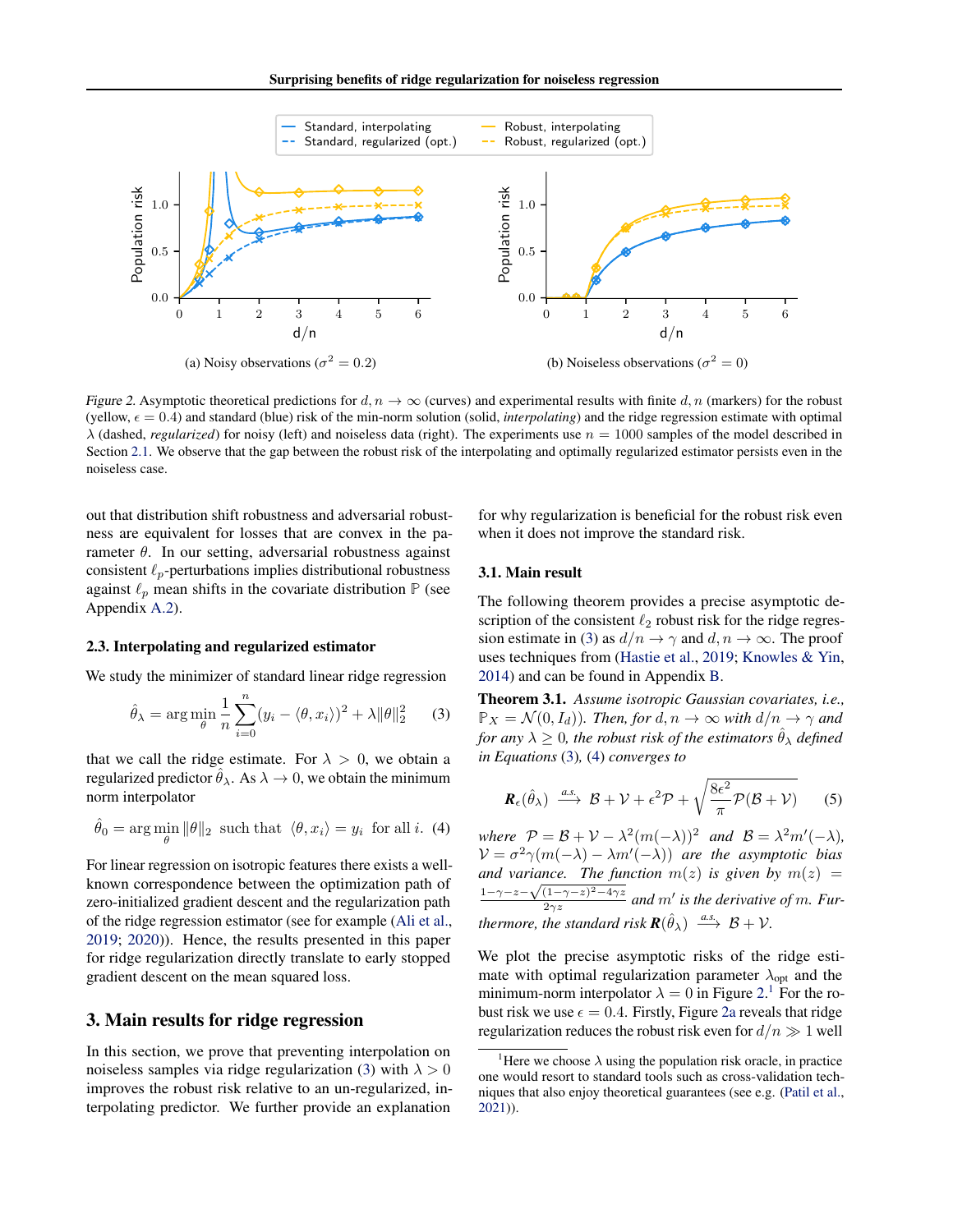Figure 2. Asymptotic theoretical predictions for $d, n \to \infty$ (curves) and experimental results with finite $d, n$ (markers) for the robust (yellow, $\epsilon = 0.4$) and standard (blue) risk of the min-norm solution (solid, *interpolating*) and the ridge regression estimate with optimal $\lambda$ (dashed, *regularized*) for noisy (left) and noiseless data (right). The experiments use $n = 1000$ samples of the model described in Section 2.1. We observe that the gap between the robust risk of the interpolating and optimally regularized estimator persists even in the noiseless case.

out that distribution shift robustness and adversarial robustness are equivalent for losses that are convex in the parameter $\theta$. In our setting, adversarial robustness against consistent $\ell_p$-perturbations implies distributional robustness against $\ell_p$ mean shifts in the covariate distribution $\mathbb{P}$ (see Appendix A.2).

### 2.3. Interpolating and regularized estimator

We study the minimizer of standard linear ridge regression

$$\hat{\theta}_\lambda = \arg\min_\theta \frac{1}{n}\sum_{i=0}^{n}(y_i - \langle \theta, x_i \rangle)^2 + \lambda \|\theta\|_2^2 \qquad (3)$$

that we call the ridge estimate. For $\lambda > 0$, we obtain a regularized predictor $\hat{\theta}_\lambda$. As $\lambda \to 0$, we obtain the minimum norm interpolator

$$\hat{\theta}_0 = \arg\min_\theta \|\theta\|_2 \ \text{ such that } \ \langle \theta, x_i \rangle = y_i \ \text{ for all } i. \quad (4)$$

For linear regression on isotropic features there exists a well-known correspondence between the optimization path of zero-initialized gradient descent and the regularization path of the ridge regression estimator (see for example (Ali et al., 2019; 2020)). Hence, the results presented in this paper for ridge regularization directly translate to early stopped gradient descent on the mean squared loss.

## 3. Main results for ridge regression

In this section, we prove that preventing interpolation on noiseless samples via ridge regularization (3) with $\lambda > 0$ improves the robust risk relative to an un-regularized, interpolating predictor. We further provide an explanation for why regularization is beneficial for the robust risk even when it does not improve the standard risk.

### 3.1. Main result

The following theorem provides a precise asymptotic description of the consistent $\ell_2$ robust risk for the ridge regression estimate in (3) as $d/n \to \gamma$ and $d, n \to \infty$. The proof uses techniques from (Hastie et al., 2019; Knowles & Yin, 2014) and can be found in Appendix B.

**Theorem 3.1.** *Assume isotropic Gaussian covariates, i.e., $\mathbb{P}_X = \mathcal{N}(0, I_d)$). Then, for $d, n \to \infty$ with $d/n \to \gamma$ and for any $\lambda \geq 0$, the robust risk of the estimators $\hat{\theta}_\lambda$ defined in Equations (3), (4) converges to*

$$\boldsymbol{R}_\epsilon(\hat{\theta}_\lambda) \xrightarrow{a.s.} \mathcal{B} + \mathcal{V} + \epsilon^2 \mathcal{P} + \sqrt{\frac{8\epsilon^2}{\pi}\mathcal{P}(\mathcal{B} + \mathcal{V})} \qquad (5)$$

*where $\mathcal{P} = \mathcal{B} + \mathcal{V} - \lambda^2(m(-\lambda))^2$ and $\mathcal{B} = \lambda^2 m'(-\lambda)$, $\mathcal{V} = \sigma^2\gamma(m(-\lambda) - \lambda m'(-\lambda))$ are the asymptotic bias and variance. The function $m(z)$ is given by $m(z) = \frac{1-\gamma-z-\sqrt{(1-\gamma-z)^2-4\gamma z}}{2\gamma z}$ and $m'$ is the derivative of $m$. Furthermore, the standard risk $\boldsymbol{R}(\hat{\theta}_\lambda) \xrightarrow{a.s.} \mathcal{B} + \mathcal{V}$.*

We plot the precise asymptotic risks of the ridge estimate with optimal regularization parameter $\lambda_{\text{opt}}$ and the minimum-norm interpolator $\lambda = 0$ in Figure 2.[1] For the robust risk we use $\epsilon = 0.4$. Firstly, Figure 2a reveals that ridge regularization reduces the robust risk even for $d/n \gg 1$ well

[1] Here we choose $\lambda$ using the population risk oracle, in practice one would resort to standard tools such as cross-validation techniques that also enjoy theoretical guarantees (see e.g. (Patil et al., 2021)).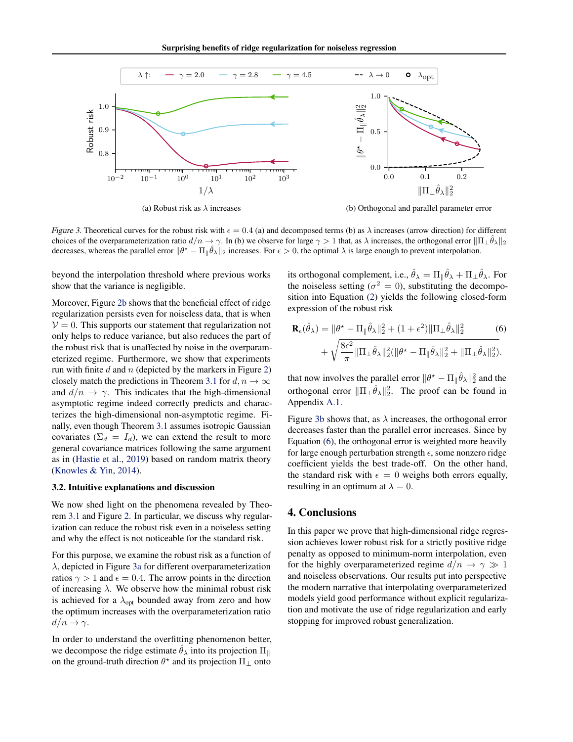(a) Robust risk as $\lambda$ increases

(b) Orthogonal and parallel parameter error

*Figure 3.* Theoretical curves for the robust risk with $\epsilon = 0.4$ (a) and decomposed terms (b) as $\lambda$ increases (arrow direction) for different choices of the overparameterization ratio $d/n \to \gamma$. In (b) we observe for large $\gamma > 1$ that, as $\lambda$ increases, the orthogonal error $\|\Pi_\perp \hat{\theta}_\lambda\|_2$ decreases, whereas the parallel error $\|\theta^\star - \Pi_\parallel \hat{\theta}_\lambda\|_2$ increases. For $\epsilon > 0$, the optimal $\lambda$ is large enough to prevent interpolation.

beyond the interpolation threshold where previous works show that the variance is negligible.

Moreover, Figure 2b shows that the beneficial effect of ridge regularization persists even for noiseless data, that is when $\mathcal{V} = 0$. This supports our statement that regularization not only helps to reduce variance, but also reduces the part of the robust risk that is unaffected by noise in the overparameterized regime. Furthermore, we show that experiments run with finite $d$ and $n$ (depicted by the markers in Figure 2) closely match the predictions in Theorem 3.1 for $d, n \to \infty$ and $d/n \to \gamma$. This indicates that the high-dimensional asymptotic regime indeed correctly predicts and characterizes the high-dimensional non-asymptotic regime. Finally, even though Theorem 3.1 assumes isotropic Gaussian covariates ($\Sigma_d = I_d$), we can extend the result to more general covariance matrices following the same argument as in (Hastie et al., 2019) based on random matrix theory (Knowles & Yin, 2014).

### 3.2. Intuitive explanations and discussion

We now shed light on the phenomena revealed by Theorem 3.1 and Figure 2. In particular, we discuss why regularization can reduce the robust risk even in a noiseless setting and why the effect is not noticeable for the standard risk.

For this purpose, we examine the robust risk as a function of $\lambda$, depicted in Figure 3a for different overparameterization ratios $\gamma > 1$ and $\epsilon = 0.4$. The arrow points in the direction of increasing $\lambda$. We observe how the minimal robust risk is achieved for a $\lambda_{\text{opt}}$ bounded away from zero and how the optimum increases with the overparameterization ratio $d/n \to \gamma$.

In order to understand the overfitting phenomenon better, we decompose the ridge estimate $\hat{\theta}_\lambda$ into its projection $\Pi_\parallel$ on the ground-truth direction $\theta^\star$ and its projection $\Pi_\perp$ onto its orthogonal complement, i.e., $\hat{\theta}_\lambda = \Pi_\parallel \hat{\theta}_\lambda + \Pi_\perp \hat{\theta}_\lambda$. For the noiseless setting ($\sigma^2 = 0$), substituting the decomposition into Equation (2) yields the following closed-form expression of the robust risk

$$\mathbf{R}_\epsilon(\hat{\theta}_\lambda) = \|\theta^\star - \Pi_\parallel \hat{\theta}_\lambda\|_2^2 + (1 + \epsilon^2)\|\Pi_\perp \hat{\theta}_\lambda\|_2^2 + \sqrt{\frac{8\epsilon^2}{\pi}\|\Pi_\perp \hat{\theta}_\lambda\|_2^2 (\|\theta^\star - \Pi_\parallel \hat{\theta}_\lambda\|_2^2 + \|\Pi_\perp \hat{\theta}_\lambda\|_2^2)}. \tag{6}$$

that now involves the parallel error $\|\theta^\star - \Pi_\parallel \hat{\theta}_\lambda\|_2^2$ and the orthogonal error $\|\Pi_\perp \hat{\theta}_\lambda\|_2^2$. The proof can be found in Appendix A.1.

Figure 3b shows that, as $\lambda$ increases, the orthogonal error decreases faster than the parallel error increases. Since by Equation (6), the orthogonal error is weighted more heavily for large enough perturbation strength $\epsilon$, some nonzero ridge coefficient yields the best trade-off. On the other hand, the standard risk with $\epsilon = 0$ weighs both errors equally, resulting in an optimum at $\lambda = 0$.

## 4. Conclusions

In this paper we prove that high-dimensional ridge regression achieves lower robust risk for a strictly positive ridge penalty as opposed to minimum-norm interpolation, even for the highly overparameterized regime $d/n \to \gamma \gg 1$ and noiseless observations. Our results put into perspective the modern narrative that interpolating overparameterized models yield good performance without explicit regularization and motivate the use of ridge regularization and early stopping for improved robust generalization.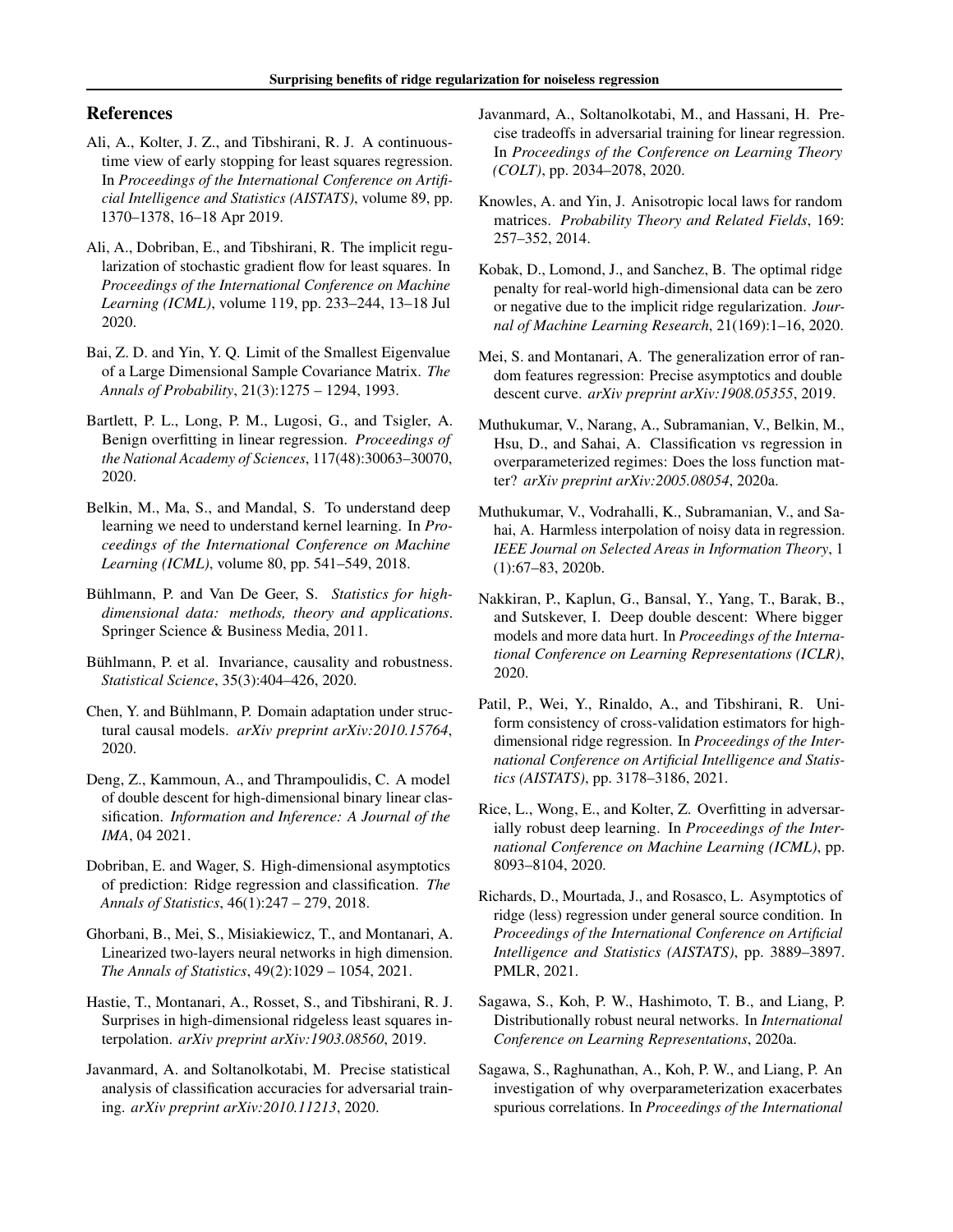## References

Ali, A., Kolter, J. Z., and Tibshirani, R. J. A continuous-time view of early stopping for least squares regression. In *Proceedings of the International Conference on Artificial Intelligence and Statistics (AISTATS)*, volume 89, pp. 1370–1378, 16–18 Apr 2019.

Ali, A., Dobriban, E., and Tibshirani, R. The implicit regularization of stochastic gradient flow for least squares. In *Proceedings of the International Conference on Machine Learning (ICML)*, volume 119, pp. 233–244, 13–18 Jul 2020.

Bai, Z. D. and Yin, Y. Q. Limit of the Smallest Eigenvalue of a Large Dimensional Sample Covariance Matrix. *The Annals of Probability*, 21(3):1275 – 1294, 1993.

Bartlett, P. L., Long, P. M., Lugosi, G., and Tsigler, A. Benign overfitting in linear regression. *Proceedings of the National Academy of Sciences*, 117(48):30063–30070, 2020.

Belkin, M., Ma, S., and Mandal, S. To understand deep learning we need to understand kernel learning. In *Proceedings of the International Conference on Machine Learning (ICML)*, volume 80, pp. 541–549, 2018.

Bühlmann, P. and Van De Geer, S. *Statistics for high-dimensional data: methods, theory and applications*. Springer Science & Business Media, 2011.

Bühlmann, P. et al. Invariance, causality and robustness. *Statistical Science*, 35(3):404–426, 2020.

Chen, Y. and Bühlmann, P. Domain adaptation under structural causal models. *arXiv preprint arXiv:2010.15764*, 2020.

Deng, Z., Kammoun, A., and Thrampoulidis, C. A model of double descent for high-dimensional binary linear classification. *Information and Inference: A Journal of the IMA*, 04 2021.

Dobriban, E. and Wager, S. High-dimensional asymptotics of prediction: Ridge regression and classification. *The Annals of Statistics*, 46(1):247 – 279, 2018.

Ghorbani, B., Mei, S., Misiakiewicz, T., and Montanari, A. Linearized two-layers neural networks in high dimension. *The Annals of Statistics*, 49(2):1029 – 1054, 2021.

Hastie, T., Montanari, A., Rosset, S., and Tibshirani, R. J. Surprises in high-dimensional ridgeless least squares interpolation. *arXiv preprint arXiv:1903.08560*, 2019.

Javanmard, A. and Soltanolkotabi, M. Precise statistical analysis of classification accuracies for adversarial training. *arXiv preprint arXiv:2010.11213*, 2020.

Javanmard, A., Soltanolkotabi, M., and Hassani, H. Precise tradeoffs in adversarial training for linear regression. In *Proceedings of the Conference on Learning Theory (COLT)*, pp. 2034–2078, 2020.

Knowles, A. and Yin, J. Anisotropic local laws for random matrices. *Probability Theory and Related Fields*, 169: 257–352, 2014.

Kobak, D., Lomond, J., and Sanchez, B. The optimal ridge penalty for real-world high-dimensional data can be zero or negative due to the implicit ridge regularization. *Journal of Machine Learning Research*, 21(169):1–16, 2020.

Mei, S. and Montanari, A. The generalization error of random features regression: Precise asymptotics and double descent curve. *arXiv preprint arXiv:1908.05355*, 2019.

Muthukumar, V., Narang, A., Subramanian, V., Belkin, M., Hsu, D., and Sahai, A. Classification vs regression in overparameterized regimes: Does the loss function matter? *arXiv preprint arXiv:2005.08054*, 2020a.

Muthukumar, V., Vodrahalli, K., Subramanian, V., and Sahai, A. Harmless interpolation of noisy data in regression. *IEEE Journal on Selected Areas in Information Theory*, 1 (1):67–83, 2020b.

Nakkiran, P., Kaplun, G., Bansal, Y., Yang, T., Barak, B., and Sutskever, I. Deep double descent: Where bigger models and more data hurt. In *Proceedings of the International Conference on Learning Representations (ICLR)*, 2020.

Patil, P., Wei, Y., Rinaldo, A., and Tibshirani, R. Uniform consistency of cross-validation estimators for high-dimensional ridge regression. In *Proceedings of the International Conference on Artificial Intelligence and Statistics (AISTATS)*, pp. 3178–3186, 2021.

Rice, L., Wong, E., and Kolter, Z. Overfitting in adversarially robust deep learning. In *Proceedings of the International Conference on Machine Learning (ICML)*, pp. 8093–8104, 2020.

Richards, D., Mourtada, J., and Rosasco, L. Asymptotics of ridge (less) regression under general source condition. In *Proceedings of the International Conference on Artificial Intelligence and Statistics (AISTATS)*, pp. 3889–3897. PMLR, 2021.

Sagawa, S., Koh, P. W., Hashimoto, T. B., and Liang, P. Distributionally robust neural networks. In *International Conference on Learning Representations*, 2020a.

Sagawa, S., Raghunathan, A., Koh, P. W., and Liang, P. An investigation of why overparameterization exacerbates spurious correlations. In *Proceedings of the International*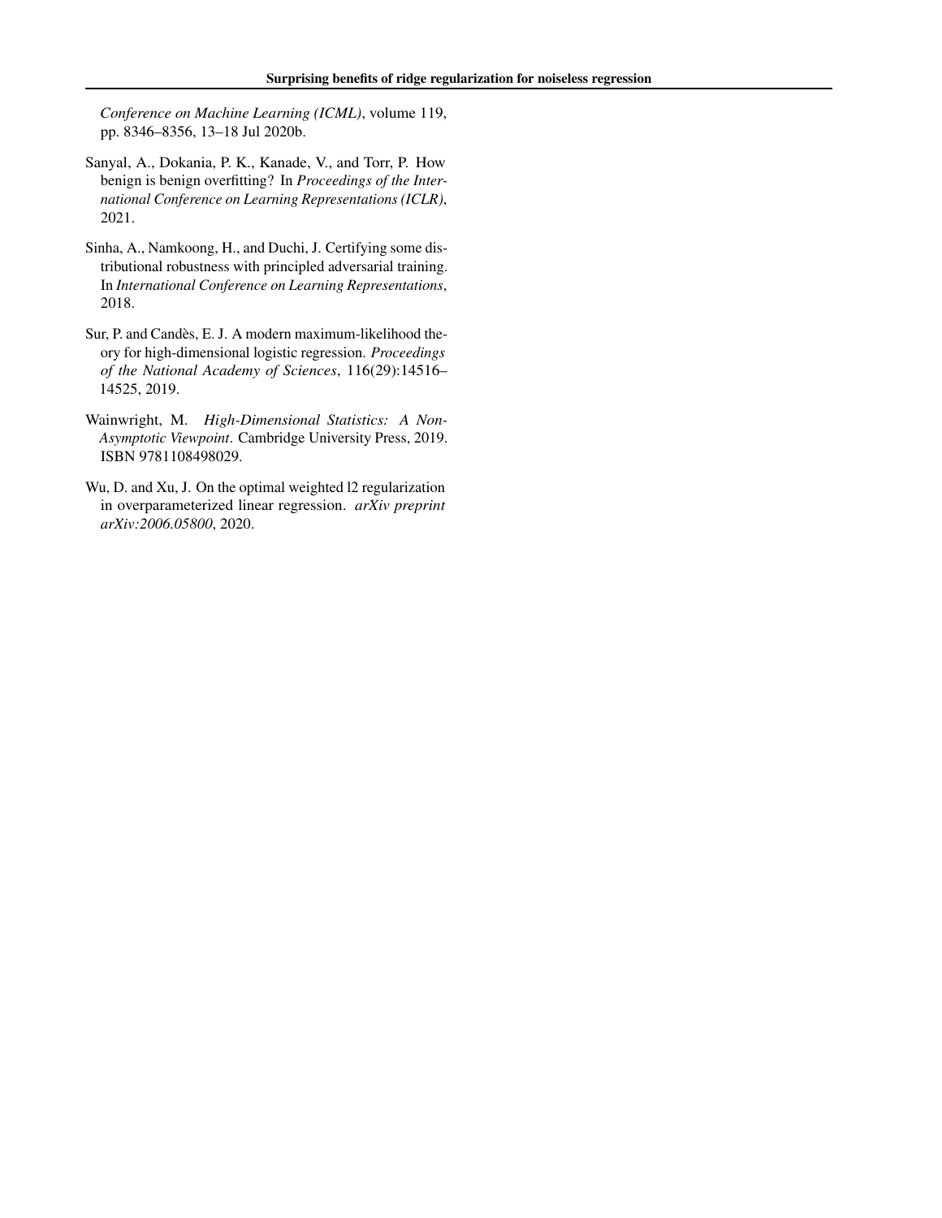*Conference on Machine Learning (ICML)*, volume 119, pp. 8346–8356, 13–18 Jul 2020b.

Sanyal, A., Dokania, P. K., Kanade, V., and Torr, P. How benign is benign overfitting? In *Proceedings of the International Conference on Learning Representations (ICLR)*, 2021.

Sinha, A., Namkoong, H., and Duchi, J. Certifying some distributional robustness with principled adversarial training. In *International Conference on Learning Representations*, 2018.

Sur, P. and Candès, E. J. A modern maximum-likelihood theory for high-dimensional logistic regression. *Proceedings of the National Academy of Sciences*, 116(29):14516–14525, 2019.

Wainwright, M. *High-Dimensional Statistics: A Non-Asymptotic Viewpoint*. Cambridge University Press, 2019. ISBN 9781108498029.

Wu, D. and Xu, J. On the optimal weighted l2 regularization in overparameterized linear regression. *arXiv preprint arXiv:2006.05800*, 2020.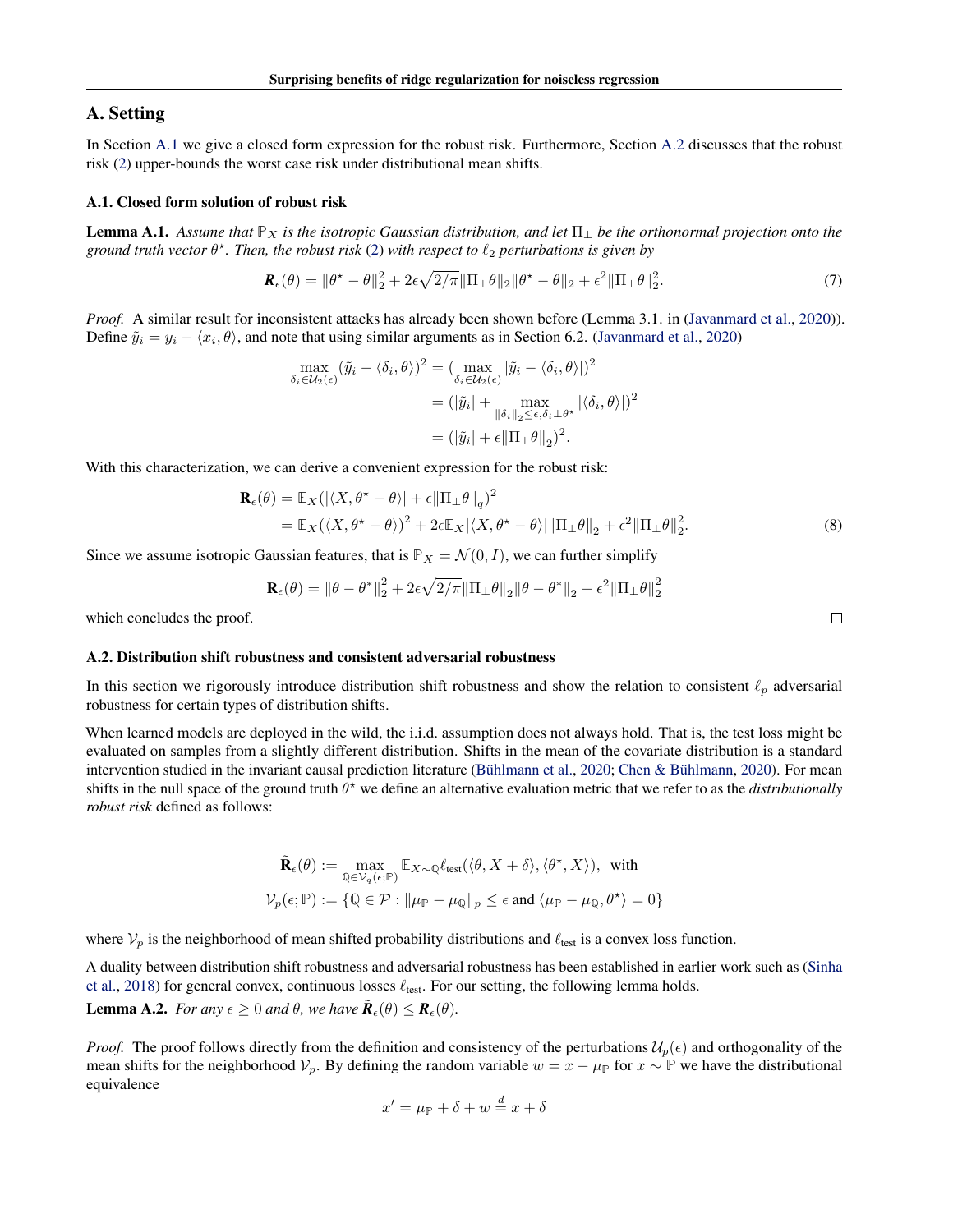# A. Setting

In Section A.1 we give a closed form expression for the robust risk. Furthermore, Section A.2 discusses that the robust risk (2) upper-bounds the worst case risk under distributional mean shifts.

## A.1. Closed form solution of robust risk

**Lemma A.1.** *Assume that $\mathbb{P}_X$ is the isotropic Gaussian distribution, and let $\Pi_\perp$ be the orthonormal projection onto the ground truth vector $\theta^\star$. Then, the robust risk (2) with respect to $\ell_2$ perturbations is given by*

$$\boldsymbol{R}_\epsilon(\theta) = \|\theta^\star - \theta\|_2^2 + 2\epsilon\sqrt{2/\pi}\|\Pi_\perp\theta\|_2\|\theta^\star - \theta\|_2 + \epsilon^2\|\Pi_\perp\theta\|_2^2. \tag{7}$$

*Proof.* A similar result for inconsistent attacks has already been shown before (Lemma 3.1. in (Javanmard et al., 2020)). Define $\tilde{y}_i = y_i - \langle x_i, \theta\rangle$, and note that using similar arguments as in Section 6.2. (Javanmard et al., 2020)

$$\begin{aligned}
\max_{\delta_i \in \mathcal{U}_2(\epsilon)} (\tilde{y}_i - \langle \delta_i, \theta\rangle)^2 &= (\max_{\delta_i \in \mathcal{U}_2(\epsilon)} |\tilde{y}_i - \langle \delta_i, \theta\rangle|)^2 \\
&= (|\tilde{y}_i| + \max_{\|\delta_i\|_2 \leq \epsilon, \delta_i \perp \theta^\star} |\langle \delta_i, \theta\rangle|)^2 \\
&= (|\tilde{y}_i| + \epsilon\|\Pi_\perp\theta\|_2)^2.
\end{aligned}$$

With this characterization, we can derive a convenient expression for the robust risk:

$$\begin{aligned}
\mathbf{R}_\epsilon(\theta) &= \mathbb{E}_X(|\langle X, \theta^\star - \theta\rangle| + \epsilon\|\Pi_\perp\theta\|_q)^2 \\
&= \mathbb{E}_X(\langle X, \theta^\star - \theta\rangle)^2 + 2\epsilon\mathbb{E}_X|\langle X, \theta^\star - \theta\rangle|\|\Pi_\perp\theta\|_2 + \epsilon^2\|\Pi_\perp\theta\|_2^2.
\end{aligned} \tag{8}$$

Since we assume isotropic Gaussian features, that is $\mathbb{P}_X = \mathcal{N}(0, I)$, we can further simplify

$$\mathbf{R}_\epsilon(\theta) = \|\theta - \theta^*\|_2^2 + 2\epsilon\sqrt{2/\pi}\|\Pi_\perp\theta\|_2\|\theta - \theta^*\|_2 + \epsilon^2\|\Pi_\perp\theta\|_2^2$$

which concludes the proof. ∎

## A.2. Distribution shift robustness and consistent adversarial robustness

In this section we rigorously introduce distribution shift robustness and show the relation to consistent $\ell_p$ adversarial robustness for certain types of distribution shifts.

When learned models are deployed in the wild, the i.i.d. assumption does not always hold. That is, the test loss might be evaluated on samples from a slightly different distribution. Shifts in the mean of the covariate distribution is a standard intervention studied in the invariant causal prediction literature (Bühlmann et al., 2020; Chen & Bühlmann, 2020). For mean shifts in the null space of the ground truth $\theta^\star$ we define an alternative evaluation metric that we refer to as the *distributionally robust risk* defined as follows:

$$\begin{aligned}
\tilde{\mathbf{R}}_\epsilon(\theta) &:= \max_{\mathbb{Q} \in \mathcal{V}_q(\epsilon; \mathbb{P})} \mathbb{E}_{X \sim \mathbb{Q}} \ell_{\text{test}}(\langle \theta, X + \delta\rangle, \langle \theta^\star, X\rangle), \text{ with} \\
\mathcal{V}_p(\epsilon; \mathbb{P}) &:= \{\mathbb{Q} \in \mathcal{P} : \|\mu_\mathbb{P} - \mu_\mathbb{Q}\|_p \leq \epsilon \text{ and } \langle \mu_\mathbb{P} - \mu_\mathbb{Q}, \theta^\star\rangle = 0\}
\end{aligned}$$

where $\mathcal{V}_p$ is the neighborhood of mean shifted probability distributions and $\ell_{\text{test}}$ is a convex loss function.

A duality between distribution shift robustness and adversarial robustness has been established in earlier work such as (Sinha et al., 2018) for general convex, continuous losses $\ell_{\text{test}}$. For our setting, the following lemma holds.

**Lemma A.2.** *For any $\epsilon \geq 0$ and $\theta$, we have $\tilde{\boldsymbol{R}}_\epsilon(\theta) \leq \boldsymbol{R}_\epsilon(\theta)$.*

*Proof.* The proof follows directly from the definition and consistency of the perturbations $\mathcal{U}_p(\epsilon)$ and orthogonality of the mean shifts for the neighborhood $\mathcal{V}_p$. By defining the random variable $w = x - \mu_\mathbb{P}$ for $x \sim \mathbb{P}$ we have the distributional equivalence

$$x' = \mu_\mathbb{P} + \delta + w \overset{d}{=} x + \delta$$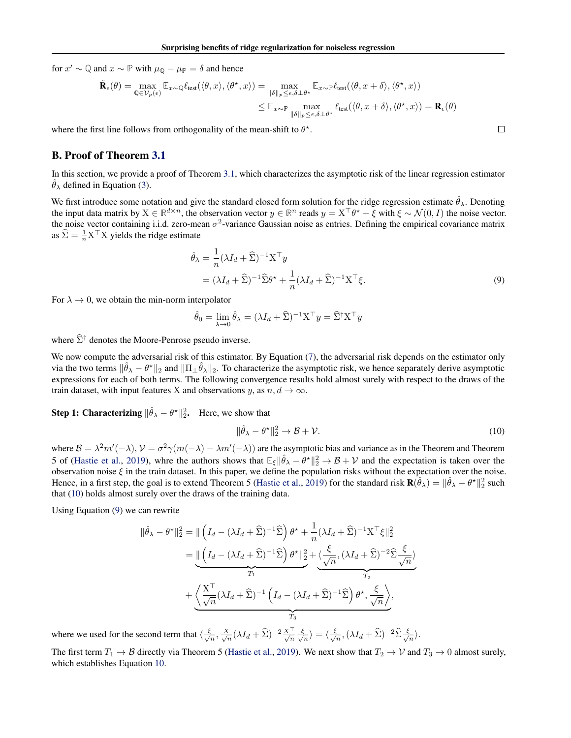for $x' \sim \mathbb{Q}$ and $x \sim \mathbb{P}$ with $\mu_{\mathbb{Q}} - \mu_{\mathbb{P}} = \delta$ and hence

$$
\begin{aligned}
\tilde{\mathbf{R}}_\epsilon(\theta) = \max_{\mathbb{Q} \in \mathcal{V}_p(\epsilon)} \mathbb{E}_{x \sim \mathbb{Q}} \ell_{\text{test}}(\langle \theta, x \rangle, \langle \theta^\star, x \rangle) &= \max_{\|\delta\|_p \leq \epsilon, \delta \perp \theta^\star} \mathbb{E}_{x \sim \mathbb{P}} \ell_{\text{test}}(\langle \theta, x + \delta \rangle, \langle \theta^\star, x \rangle) \\
&\leq \mathbb{E}_{x \sim \mathbb{P}} \max_{\|\delta\|_p \leq \epsilon, \delta \perp \theta^\star} \ell_{\text{test}}(\langle \theta, x + \delta \rangle, \langle \theta^\star, x \rangle) = \mathbf{R}_\epsilon(\theta)
\end{aligned}
$$

where the first line follows from orthogonality of the mean-shift to $\theta^\star$. □

## B. Proof of Theorem 3.1

In this section, we provide a proof of Theorem 3.1, which characterizes the asymptotic risk of the linear regression estimator $\hat{\theta}_\lambda$ defined in Equation (3).

We first introduce some notation and give the standard closed form solution for the ridge regression estimate $\hat{\theta}_\lambda$. Denoting the input data matrix by $\mathrm{X} \in \mathbb{R}^{d \times n}$, the observation vector $y \in \mathbb{R}^n$ reads $y = \mathrm{X}^\top \theta^\star + \xi$ with $\xi \sim \mathcal{N}(0, I)$ the noise vector. the noise vector containing i.i.d. zero-mean $\sigma^2$-variance Gaussian noise as entries. Defining the empirical covariance matrix as $\widehat{\Sigma} = \frac{1}{n} \mathrm{X}^\top \mathrm{X}$ yields the ridge estimate

$$
\begin{aligned}
\hat{\theta}_\lambda &= \frac{1}{n} (\lambda I_d + \widehat{\Sigma})^{-1} \mathrm{X}^\top y \\
&= (\lambda I_d + \widehat{\Sigma})^{-1} \widehat{\Sigma} \theta^\star + \frac{1}{n} (\lambda I_d + \widehat{\Sigma})^{-1} \mathrm{X}^\top \xi. \qquad (9)
\end{aligned}
$$

For $\lambda \to 0$, we obtain the min-norm interpolator

$$
\hat{\theta}_0 = \lim_{\lambda \to 0} \hat{\theta}_\lambda = (\lambda I_d + \widehat{\Sigma})^{-1} \mathrm{X}^\top y = \widehat{\Sigma}^\dagger \mathrm{X}^\top y
$$

where $\widehat{\Sigma}^\dagger$ denotes the Moore-Penrose pseudo inverse.

We now compute the adversarial risk of this estimator. By Equation (7), the adversarial risk depends on the estimator only via the two terms $\|\hat{\theta}_\lambda - \theta^\star\|_2$ and $\|\Pi_\perp \hat{\theta}_\lambda\|_2$. To characterize the asymptotic risk, we hence separately derive asymptotic expressions for each of both terms. The following convergence results hold almost surely with respect to the draws of the train dataset, with input features X and observations $y$, as $n, d \to \infty$.

**Step 1: Characterizing $\|\hat{\theta}_\lambda - \theta^\star\|_2^2$.** Here, we show that

$$
\|\hat{\theta}_\lambda - \theta^\star\|_2^2 \to \mathcal{B} + \mathcal{V}. \qquad (10)
$$

where $\mathcal{B} = \lambda^2 m'(-\lambda)$, $\mathcal{V} = \sigma^2 \gamma (m(-\lambda) - \lambda m'(-\lambda))$ are the asymptotic bias and variance as in the Theorem and Theorem 5 of (Hastie et al., 2019), whre the authors shows that $\mathbb{E}_\xi \|\hat{\theta}_\lambda - \theta^\star\|_2^2 \to \mathcal{B} + \mathcal{V}$ and the expectation is taken over the observation noise $\xi$ in the train dataset. In this paper, we define the population risks without the expectation over the noise. Hence, in a first step, the goal is to extend Theorem 5 (Hastie et al., 2019) for the standard risk $\mathbf{R}(\hat{\theta}_\lambda) = \|\hat{\theta}_\lambda - \theta^\star\|_2^2$ such that (10) holds almost surely over the draws of the training data.

Using Equation (9) we can rewrite

$$
\begin{aligned}
\|\hat{\theta}_\lambda - \theta^\star\|_2^2 &= \| \left( I_d - (\lambda I_d + \widehat{\Sigma})^{-1} \widehat{\Sigma} \right) \theta^\star + \frac{1}{n} (\lambda I_d + \widehat{\Sigma})^{-1} \mathrm{X}^\top \xi \|_2^2 \\
&= \underbrace{\| \left( I_d - (\lambda I_d + \widehat{\Sigma})^{-1} \widehat{\Sigma} \right) \theta^\star \|_2^2}_{T_1} + \underbrace{\langle \frac{\xi}{\sqrt{n}}, (\lambda I_d + \widehat{\Sigma})^{-2} \widehat{\Sigma} \frac{\xi}{\sqrt{n}} \rangle}_{T_2} \\
&\quad + \underbrace{\left\langle \frac{\mathrm{X}^\top}{\sqrt{n}} (\lambda I_d + \widehat{\Sigma})^{-1} \left( I_d - (\lambda I_d + \widehat{\Sigma})^{-1} \widehat{\Sigma} \right) \theta^\star, \frac{\xi}{\sqrt{n}} \right\rangle}_{T_3},
\end{aligned}
$$

where we used for the second term that $\langle \frac{\xi}{\sqrt{n}}, \frac{X}{\sqrt{n}} (\lambda I_d + \widehat{\Sigma})^{-2} \frac{X^\top}{\sqrt{n}} \frac{\xi}{\sqrt{n}} \rangle = \langle \frac{\xi}{\sqrt{n}}, (\lambda I_d + \widehat{\Sigma})^{-2} \widehat{\Sigma} \frac{\xi}{\sqrt{n}} \rangle$.

The first term $T_1 \to \mathcal{B}$ directly via Theorem 5 (Hastie et al., 2019). We next show that $T_2 \to \mathcal{V}$ and $T_3 \to 0$ almost surely, which establishes Equation 10.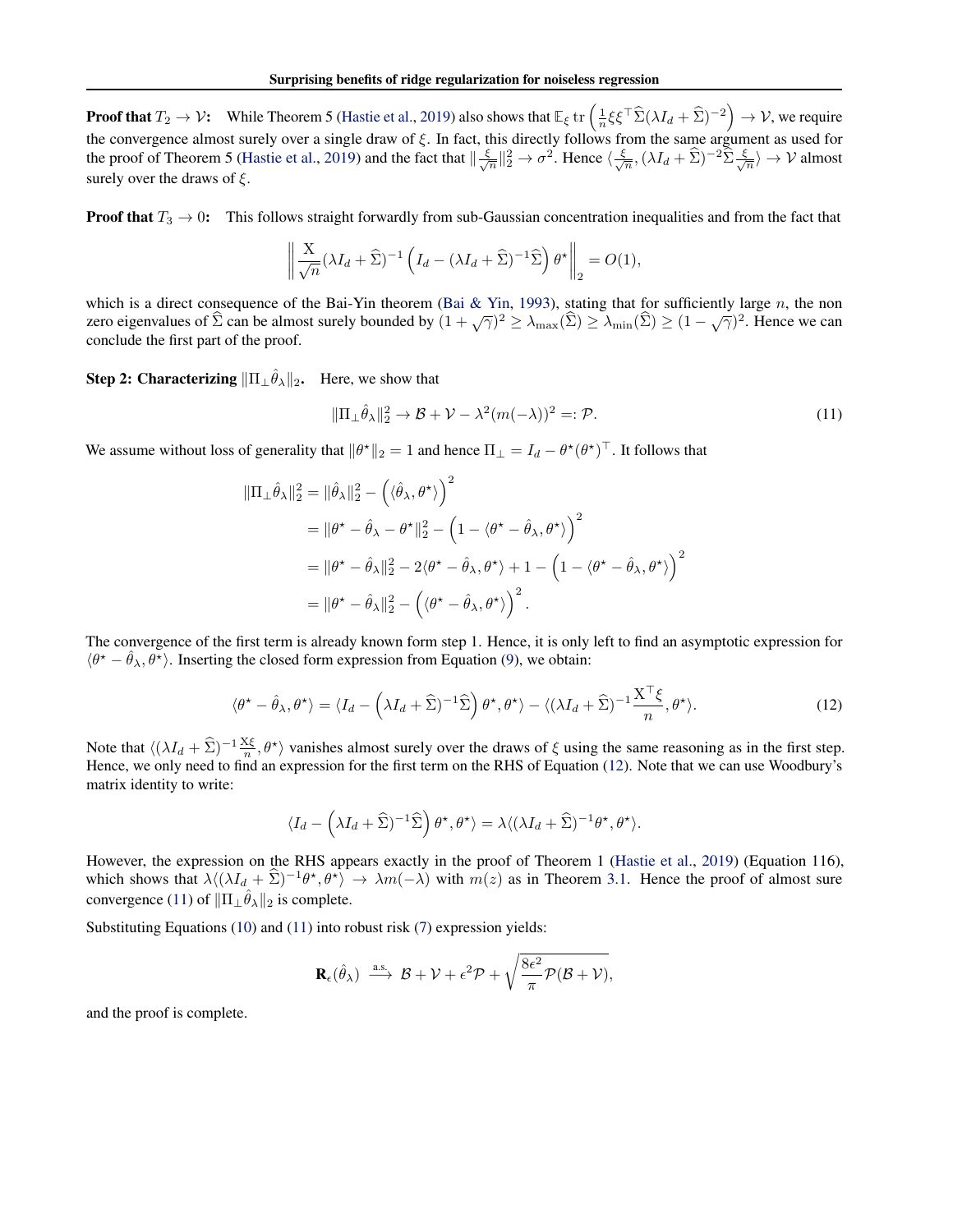**Proof that $T_2 \to \mathcal{V}$:** While Theorem 5 (Hastie et al., 2019) also shows that $\mathbb{E}_\xi \operatorname{tr}\left(\frac{1}{n}\xi\xi^\top \widehat{\Sigma}(\lambda I_d + \widehat{\Sigma})^{-2}\right) \to \mathcal{V}$, we require the convergence almost surely over a single draw of $\xi$. In fact, this directly follows from the same argument as used for the proof of Theorem 5 (Hastie et al., 2019) and the fact that $\|\frac{\xi}{\sqrt{n}}\|_2^2 \to \sigma^2$. Hence $\langle \frac{\xi}{\sqrt{n}}, (\lambda I_d + \widehat{\Sigma})^{-2}\widehat{\Sigma}\frac{\xi}{\sqrt{n}}\rangle \to \mathcal{V}$ almost surely over the draws of $\xi$.

**Proof that $T_3 \to 0$:** This follows straight forwardly from sub-Gaussian concentration inequalities and from the fact that

$$\left\| \frac{\mathrm{X}}{\sqrt{n}}(\lambda I_d + \widehat{\Sigma})^{-1}\left(I_d - (\lambda I_d + \widehat{\Sigma})^{-1}\widehat{\Sigma}\right)\theta^\star \right\|_2 = O(1),$$

which is a direct consequence of the Bai-Yin theorem (Bai & Yin, 1993), stating that for sufficiently large $n$, the non zero eigenvalues of $\widehat{\Sigma}$ can be almost surely bounded by $(1+\sqrt{\gamma})^2 \geq \lambda_{\max}(\widehat{\Sigma}) \geq \lambda_{\min}(\widehat{\Sigma}) \geq (1-\sqrt{\gamma})^2$. Hence we can conclude the first part of the proof.

**Step 2: Characterizing $\|\Pi_\perp \hat{\theta}_\lambda\|_2$.** Here, we show that

$$\|\Pi_\perp \hat{\theta}_\lambda\|_2^2 \to \mathcal{B} + \mathcal{V} - \lambda^2(m(-\lambda))^2 =: \mathcal{P}. \tag{11}$$

We assume without loss of generality that $\|\theta^\star\|_2 = 1$ and hence $\Pi_\perp = I_d - \theta^\star(\theta^\star)^\top$. It follows that

$$\begin{aligned}
\|\Pi_\perp \hat{\theta}_\lambda\|_2^2 &= \|\hat{\theta}_\lambda\|_2^2 - \left(\langle \hat{\theta}_\lambda, \theta^\star\rangle\right)^2 \\
&= \|\theta^\star - \hat{\theta}_\lambda - \theta^\star\|_2^2 - \left(1 - \langle \theta^\star - \hat{\theta}_\lambda, \theta^\star\rangle\right)^2 \\
&= \|\theta^\star - \hat{\theta}_\lambda\|_2^2 - 2\langle \theta^\star - \hat{\theta}_\lambda, \theta^\star\rangle + 1 - \left(1 - \langle \theta^\star - \hat{\theta}_\lambda, \theta^\star\rangle\right)^2 \\
&= \|\theta^\star - \hat{\theta}_\lambda\|_2^2 - \left(\langle \theta^\star - \hat{\theta}_\lambda, \theta^\star\rangle\right)^2.
\end{aligned}$$

The convergence of the first term is already known form step 1. Hence, it is only left to find an asymptotic expression for $\langle \theta^\star - \hat{\theta}_\lambda, \theta^\star\rangle$. Inserting the closed form expression from Equation (9), we obtain:

$$\langle \theta^\star - \hat{\theta}_\lambda, \theta^\star\rangle = \langle I_d - \left(\lambda I_d + \widehat{\Sigma})^{-1}\widehat{\Sigma}\right)\theta^\star, \theta^\star\rangle - \langle(\lambda I_d + \widehat{\Sigma})^{-1}\frac{\mathrm{X}^\top\xi}{n}, \theta^\star\rangle. \tag{12}$$

Note that $\langle(\lambda I_d + \widehat{\Sigma})^{-1}\frac{\mathrm{X}\xi}{n}, \theta^\star\rangle$ vanishes almost surely over the draws of $\xi$ using the same reasoning as in the first step. Hence, we only need to find an expression for the first term on the RHS of Equation (12). Note that we can use Woodbury's matrix identity to write:

$$\langle I_d - \left(\lambda I_d + \widehat{\Sigma})^{-1}\widehat{\Sigma}\right)\theta^\star, \theta^\star\rangle = \lambda\langle(\lambda I_d + \widehat{\Sigma})^{-1}\theta^\star, \theta^\star\rangle.$$

However, the expression on the RHS appears exactly in the proof of Theorem 1 (Hastie et al., 2019) (Equation 116), which shows that $\lambda\langle(\lambda I_d + \widehat{\Sigma})^{-1}\theta^\star, \theta^\star\rangle \to \lambda m(-\lambda)$ with $m(z)$ as in Theorem 3.1. Hence the proof of almost sure convergence (11) of $\|\Pi_\perp \hat{\theta}_\lambda\|_2$ is complete.

Substituting Equations (10) and (11) into robust risk (7) expression yields:

$$\mathbf{R}_\epsilon(\hat{\theta}_\lambda) \xrightarrow{\text{a.s.}} \mathcal{B} + \mathcal{V} + \epsilon^2\mathcal{P} + \sqrt{\frac{8\epsilon^2}{\pi}\mathcal{P}(\mathcal{B} + \mathcal{V})},$$

and the proof is complete.